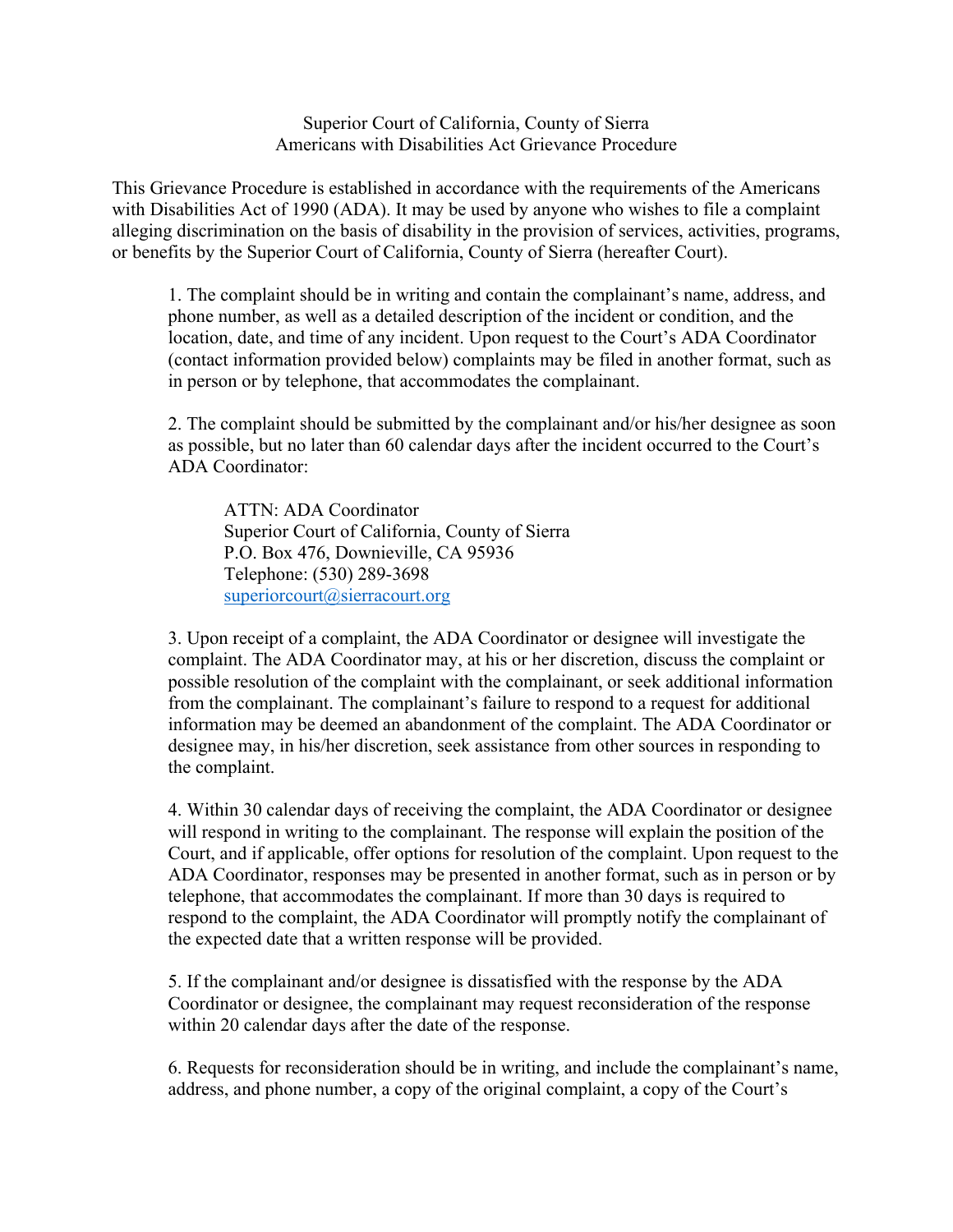# Superior Court of California, County of Sierra
## Americans with Disabilities Act Grievance Procedure

This Grievance Procedure is established in accordance with the requirements of the Americans with Disabilities Act of 1990 (ADA). It may be used by anyone who wishes to file a complaint alleging discrimination on the basis of disability in the provision of services, activities, programs, or benefits by the Superior Court of California, County of Sierra (hereafter Court).

1. The complaint should be in writing and contain the complainant's name, address, and phone number, as well as a detailed description of the incident or condition, and the location, date, and time of any incident. Upon request to the Court's ADA Coordinator (contact information provided below) complaints may be filed in another format, such as in person or by telephone, that accommodates the complainant.

2. The complaint should be submitted by the complainant and/or his/her designee as soon as possible, but no later than 60 calendar days after the incident occurred to the Court's ADA Coordinator:

   ATTN: ADA Coordinator  
   Superior Court of California, County of Sierra  
   P.O. Box 476, Downieville, CA 95936  
   Telephone: (530) 289-3698  
   superiorcourt@sierracourt.org

3. Upon receipt of a complaint, the ADA Coordinator or designee will investigate the complaint. The ADA Coordinator may, at his or her discretion, discuss the complaint or possible resolution of the complaint with the complainant, or seek additional information from the complainant. The complainant's failure to respond to a request for additional information may be deemed an abandonment of the complaint. The ADA Coordinator or designee may, in his/her discretion, seek assistance from other sources in responding to the complaint.

4. Within 30 calendar days of receiving the complaint, the ADA Coordinator or designee will respond in writing to the complainant. The response will explain the position of the Court, and if applicable, offer options for resolution of the complaint. Upon request to the ADA Coordinator, responses may be presented in another format, such as in person or by telephone, that accommodates the complainant. If more than 30 days is required to respond to the complaint, the ADA Coordinator will promptly notify the complainant of the expected date that a written response will be provided.

5. If the complainant and/or designee is dissatisfied with the response by the ADA Coordinator or designee, the complainant may request reconsideration of the response within 20 calendar days after the date of the response.

6. Requests for reconsideration should be in writing, and include the complainant's name, address, and phone number, a copy of the original complaint, a copy of the Court's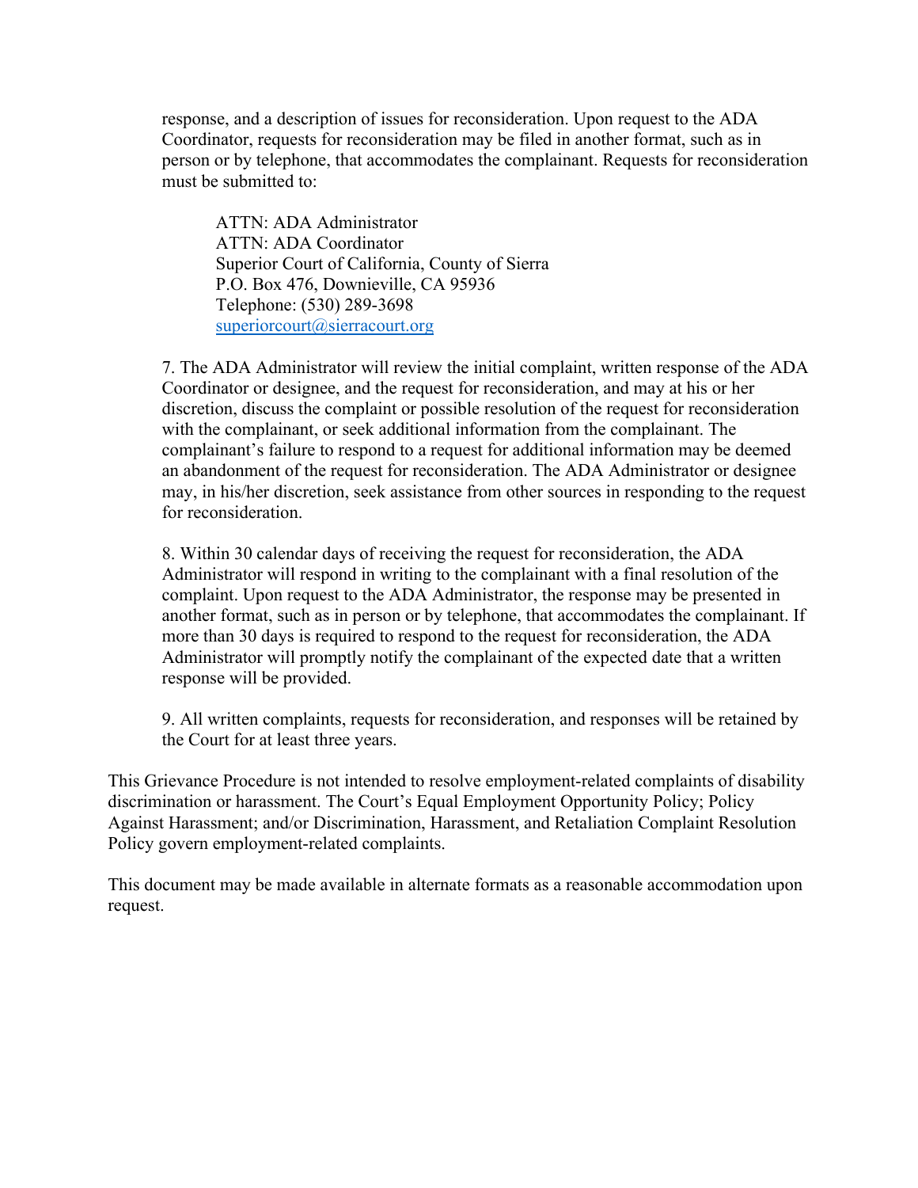response, and a description of issues for reconsideration. Upon request to the ADA Coordinator, requests for reconsideration may be filed in another format, such as in person or by telephone, that accommodates the complainant. Requests for reconsideration must be submitted to:

> ATTN: ADA Administrator
> ATTN: ADA Coordinator
> Superior Court of California, County of Sierra
> P.O. Box 476, Downieville, CA 95936
> Telephone: (530) 289-3698
> superiorcourt@sierracourt.org

7. The ADA Administrator will review the initial complaint, written response of the ADA Coordinator or designee, and the request for reconsideration, and may at his or her discretion, discuss the complaint or possible resolution of the request for reconsideration with the complainant, or seek additional information from the complainant. The complainant's failure to respond to a request for additional information may be deemed an abandonment of the request for reconsideration. The ADA Administrator or designee may, in his/her discretion, seek assistance from other sources in responding to the request for reconsideration.

8. Within 30 calendar days of receiving the request for reconsideration, the ADA Administrator will respond in writing to the complainant with a final resolution of the complaint. Upon request to the ADA Administrator, the response may be presented in another format, such as in person or by telephone, that accommodates the complainant. If more than 30 days is required to respond to the request for reconsideration, the ADA Administrator will promptly notify the complainant of the expected date that a written response will be provided.

9. All written complaints, requests for reconsideration, and responses will be retained by the Court for at least three years.

This Grievance Procedure is not intended to resolve employment-related complaints of disability discrimination or harassment. The Court's Equal Employment Opportunity Policy; Policy Against Harassment; and/or Discrimination, Harassment, and Retaliation Complaint Resolution Policy govern employment-related complaints.

This document may be made available in alternate formats as a reasonable accommodation upon request.